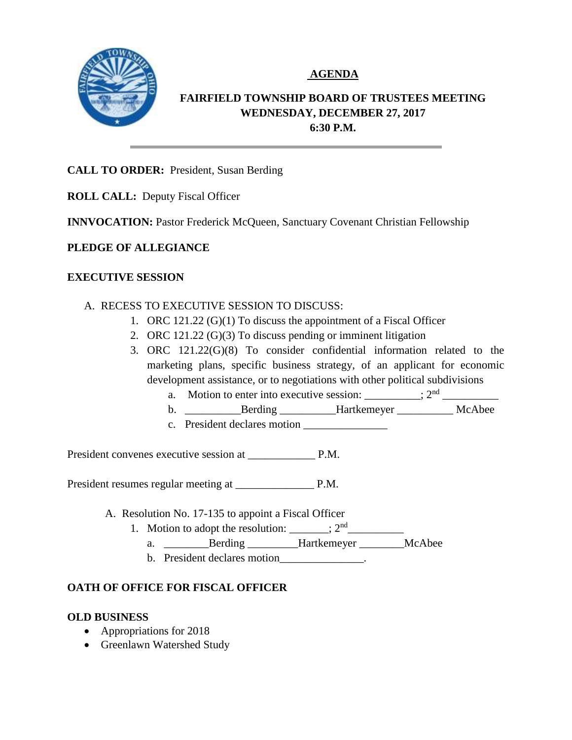# AGENDA

## FAIRFIELD TOWNSHIP BOARD OF TRUSTEES MEETING
## WEDNESDAY, DECEMBER 27, 2017
## 6:30 P.M.

**CALL TO ORDER:** President, Susan Berding

**ROLL CALL:** Deputy Fiscal Officer

**INNVOCATION:** Pastor Frederick McQueen, Sanctuary Covenant Christian Fellowship

**PLEDGE OF ALLEGIANCE**

**EXECUTIVE SESSION**

A. RECESS TO EXECUTIVE SESSION TO DISCUSS:
   1. ORC 121.22 (G)(1) To discuss the appointment of a Fiscal Officer
   2. ORC 121.22 (G)(3) To discuss pending or imminent litigation
   3. ORC 121.22(G)(8) To consider confidential information related to the marketing plans, specific business strategy, of an applicant for economic development assistance, or to negotiations with other political subdivisions
      a. Motion to enter into executive session: __________; 2nd __________
      b. __________Berding __________Hartkemeyer __________ McAbee
      c. President declares motion _______________

President convenes executive session at ____________ P.M.

President resumes regular meeting at ______________ P.M.

A. Resolution No. 17-135 to appoint a Fiscal Officer
   1. Motion to adopt the resolution: _______; 2nd__________
      a. ________Berding _________Hartkemeyer ________McAbee
      b. President declares motion_______________.

**OATH OF OFFICE FOR FISCAL OFFICER**

**OLD BUSINESS**

- Appropriations for 2018
- Greenlawn Watershed Study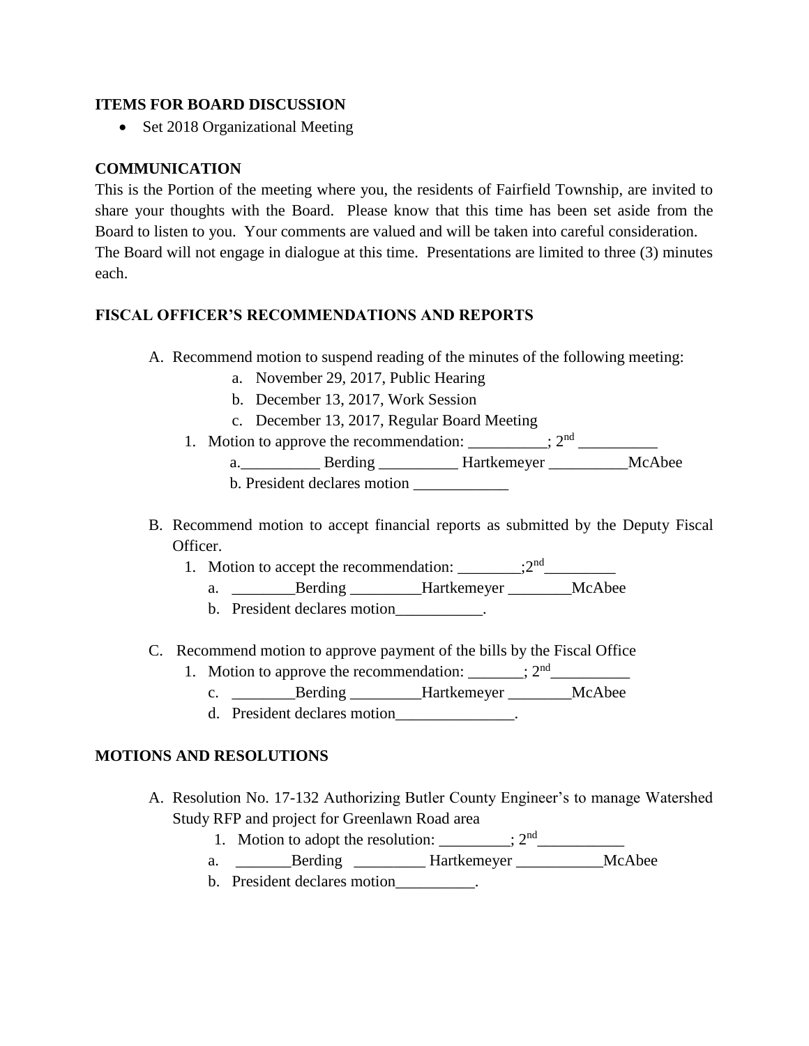**ITEMS FOR BOARD DISCUSSION**

- Set 2018 Organizational Meeting

**COMMUNICATION**

This is the Portion of the meeting where you, the residents of Fairfield Township, are invited to share your thoughts with the Board. Please know that this time has been set aside from the Board to listen to you. Your comments are valued and will be taken into careful consideration. The Board will not engage in dialogue at this time. Presentations are limited to three (3) minutes each.

**FISCAL OFFICER'S RECOMMENDATIONS AND REPORTS**

A. Recommend motion to suspend reading of the minutes of the following meeting:
   - a. November 29, 2017, Public Hearing
   - b. December 13, 2017, Work Session
   - c. December 13, 2017, Regular Board Meeting

   1. Motion to approve the recommendation: __________; 2nd __________
      - a.__________ Berding __________ Hartkemeyer __________McAbee
      - b. President declares motion ____________

B. Recommend motion to accept financial reports as submitted by the Deputy Fiscal Officer.
   1. Motion to accept the recommendation: ________;2nd_________
      - a. ________Berding _________Hartkemeyer ________McAbee
      - b. President declares motion___________.

C. Recommend motion to approve payment of the bills by the Fiscal Office
   1. Motion to approve the recommendation: _______; 2nd__________
      - c. ________Berding _________Hartkemeyer ________McAbee
      - d. President declares motion_______________.

**MOTIONS AND RESOLUTIONS**

A. Resolution No. 17-132 Authorizing Butler County Engineer's to manage Watershed Study RFP and project for Greenlawn Road area
   1. Motion to adopt the resolution: _________; 2nd___________
      - a. _______Berding _________ Hartkemeyer ___________McAbee
      - b. President declares motion__________.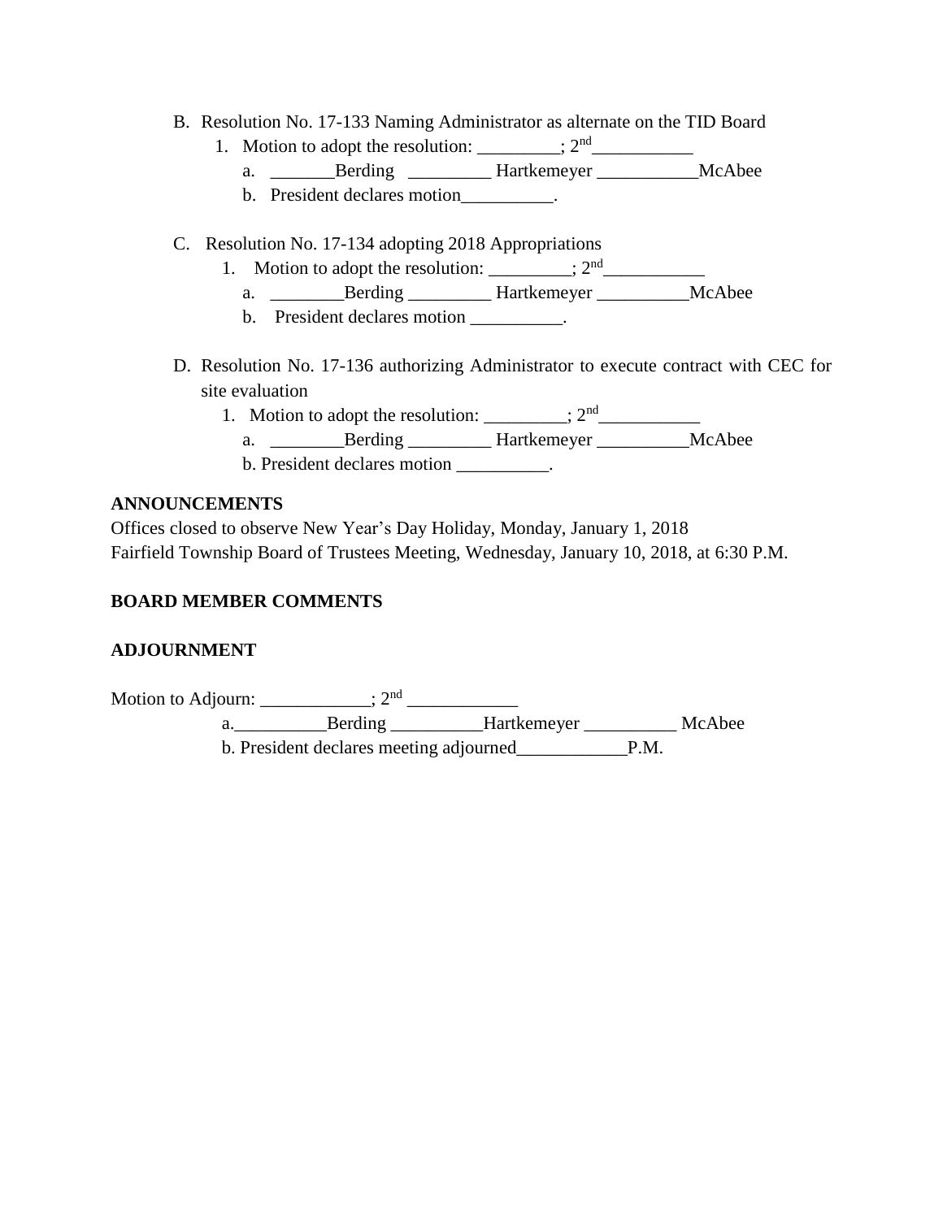B. Resolution No. 17-133 Naming Administrator as alternate on the TID Board
   1. Motion to adopt the resolution: _________; 2nd___________
      a. _______Berding _________ Hartkemeyer ___________McAbee
      b. President declares motion__________.

C. Resolution No. 17-134 adopting 2018 Appropriations
   1. Motion to adopt the resolution: _________; 2nd___________
      a. ________Berding _________ Hartkemeyer __________McAbee
      b. President declares motion __________.

D. Resolution No. 17-136 authorizing Administrator to execute contract with CEC for site evaluation
   1. Motion to adopt the resolution: _________; 2nd___________
      a. ________Berding _________ Hartkemeyer __________McAbee
      b. President declares motion __________.

**ANNOUNCEMENTS**

Offices closed to observe New Year's Day Holiday, Monday, January 1, 2018
Fairfield Township Board of Trustees Meeting, Wednesday, January 10, 2018, at 6:30 P.M.

**BOARD MEMBER COMMENTS**

**ADJOURNMENT**

Motion to Adjourn: ____________; 2nd ____________
   a.__________Berding __________Hartkemeyer __________ McAbee
   b. President declares meeting adjourned____________P.M.